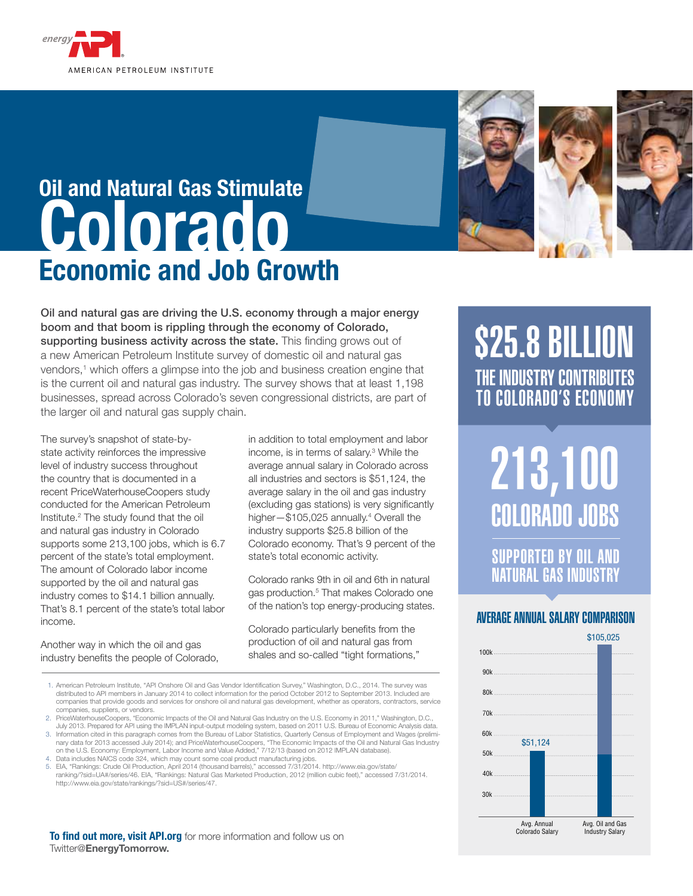AMERICAN PETROLEUM INSTITUTE

# Oil and Natural Gas Stimulate Colorado Economic and Job Growth

**Oil and natural gas are driving the U.S. economy through a major energy boom and that boom is rippling through the economy of Colorado, supporting business activity across the state.** This finding grows out of a new American Petroleum Institute survey of domestic oil and natural gas vendors,[1] which offers a glimpse into the job and business creation engine that is the current oil and natural gas industry. The survey shows that at least 1,198 businesses, spread across Colorado's seven congressional districts, are part of the larger oil and natural gas supply chain.

The survey's snapshot of state-by-state activity reinforces the impressive level of industry success throughout the country that is documented in a recent PriceWaterhouseCoopers study conducted for the American Petroleum Institute.[2] The study found that the oil and natural gas industry in Colorado supports some 213,100 jobs, which is 6.7 percent of the state's total employment. The amount of Colorado labor income supported by the oil and natural gas industry comes to $14.1 billion annually. That's 8.1 percent of the state's total labor income.

Another way in which the oil and gas industry benefits the people of Colorado, in addition to total employment and labor income, is in terms of salary.[3] While the average annual salary in Colorado across all industries and sectors is $51,124, the average salary in the oil and gas industry (excluding gas stations) is very significantly higher—$105,025 annually.[4] Overall the industry supports $25.8 billion of the Colorado economy. That's 9 percent of the state's total economic activity.

Colorado ranks 9th in oil and 6th in natural gas production.[5] That makes Colorado one of the nation's top energy-producing states.

Colorado particularly benefits from the production of oil and natural gas from shales and so-called "tight formations,"

**$25.8 BILLION**
THE INDUSTRY CONTRIBUTES TO COLORADO'S ECONOMY

**213,100**
COLORADO JOBS
SUPPORTED BY OIL AND NATURAL GAS INDUSTRY

## AVERAGE ANNUAL SALARY COMPARISON

| | Salary |
|---|---|
| Avg. Annual Colorado Salary | $51,124 |
| Avg. Oil and Gas Industry Salary | $105,025 |

1. American Petroleum Institute, "API Onshore Oil and Gas Vendor Identification Survey," Washington, D.C., 2014. The survey was distributed to API members in January 2014 to collect information for the period October 2012 to September 2013. Included are companies that provide goods and services for onshore oil and natural gas development, whether as operators, contractors, service companies, suppliers, or vendors.
2. PriceWaterhouseCoopers, "Economic Impacts of the Oil and Natural Gas Industry on the U.S. Economy in 2011," Washington, D.C., July 2013. Prepared for API using the IMPLAN input-output modeling system, based on 2011 U.S. Bureau of Economic Analysis data.
3. Information cited in this paragraph comes from the Bureau of Labor Statistics, Quarterly Census of Employment and Wages (preliminary data for 2013 accessed July 2014); and PriceWaterhouseCoopers, "The Economic Impacts of the Oil and Natural Gas Industry on the U.S. Economy: Employment, Labor Income and Value Added," 7/12/13 (based on 2012 IMPLAN database).
4. Data includes NAICS code 324, which may count some coal product manufacturing jobs.
5. EIA, "Rankings: Crude Oil Production, April 2014 (thousand barrels)," accessed 7/31/2014. http://www.eia.gov/state/ranking/?sid=UA#/series/46. EIA, "Rankings: Natural Gas Marketed Production, 2012 (million cubic feet)," accessed 7/31/2014. http://www.eia.gov/state/rankings/?sid=US#/series/47.

**To find out more, visit API.org** for more information and follow us on Twitter@**EnergyTomorrow.**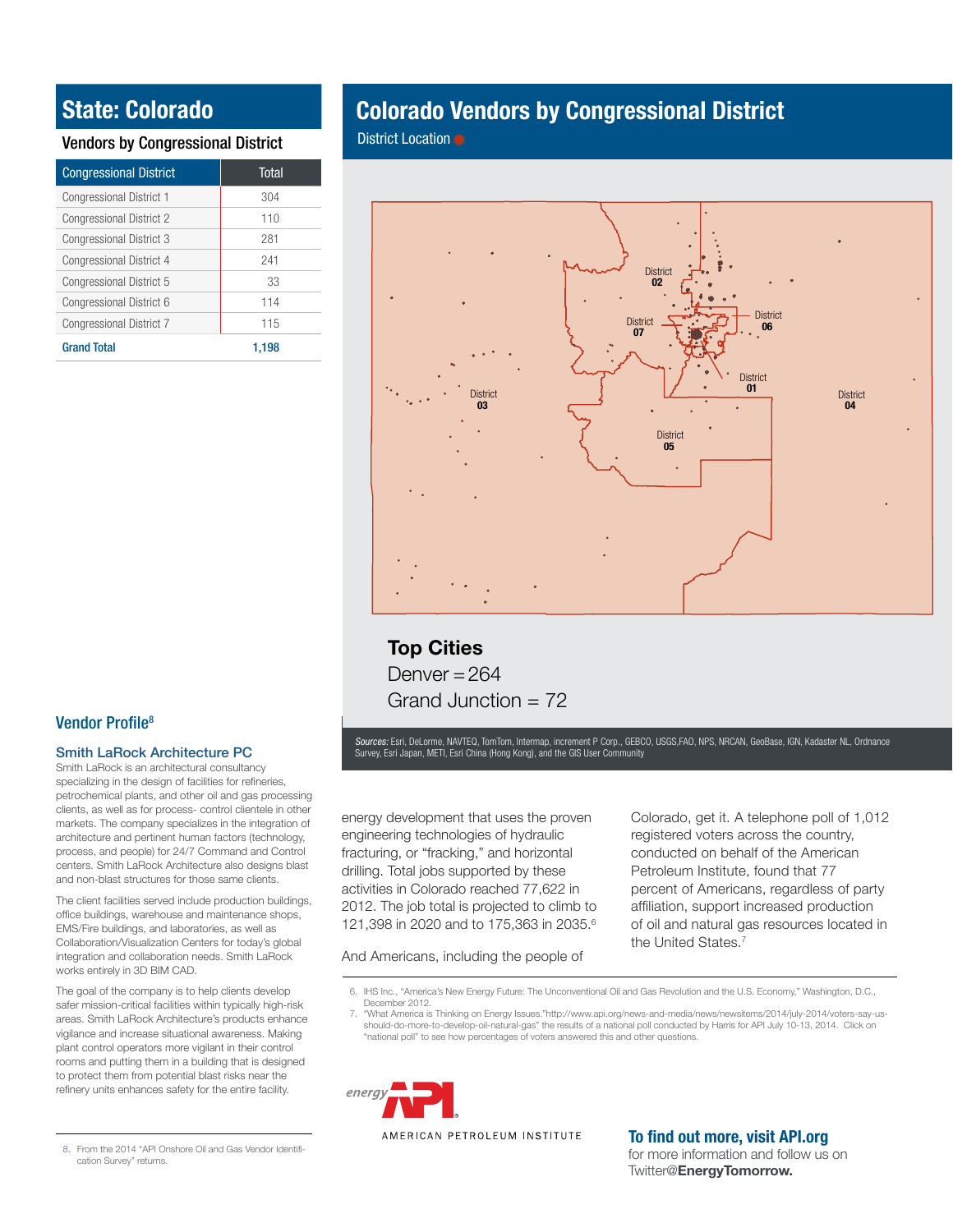## State: Colorado

### Vendors by Congressional District

| Congressional District | Total |
|---|---|
| Congressional District 1 | 304 |
| Congressional District 2 | 110 |
| Congressional District 3 | 281 |
| Congressional District 4 | 241 |
| Congressional District 5 | 33 |
| Congressional District 6 | 114 |
| Congressional District 7 | 115 |
| **Grand Total** | **1,198** |

## Colorado Vendors by Congressional District

District Location

District 02
District 07
District 06
District 01
District 03
District 04
District 05

**Top Cities**

Denver = 264

Grand Junction = 72

*Sources:* Esri, DeLorme, NAVTEQ, TomTom, Intermap, increment P Corp., GEBCO, USGS,FAO, NPS, NRCAN, GeoBase, IGN, Kadaster NL, Ordnance Survey, Esri Japan, METI, Esri China (Hong Kong), and the GIS User Community

### Vendor Profile[8]

**Smith LaRock Architecture PC**

Smith LaRock is an architectural consultancy specializing in the design of facilities for refineries, petrochemical plants, and other oil and gas processing clients, as well as for process- control clientele in other markets. The company specializes in the integration of architecture and pertinent human factors (technology, process, and people) for 24/7 Command and Control centers. Smith LaRock Architecture also designs blast and non-blast structures for those same clients.

The client facilities served include production buildings, office buildings, warehouse and maintenance shops, EMS/Fire buildings, and laboratories, as well as Collaboration/Visualization Centers for today's global integration and collaboration needs. Smith LaRock works entirely in 3D BIM CAD.

The goal of the company is to help clients develop safer mission-critical facilities within typically high-risk areas. Smith LaRock Architecture's products enhance vigilance and increase situational awareness. Making plant control operators more vigilant in their control rooms and putting them in a building that is designed to protect them from potential blast risks near the refinery units enhances safety for the entire facility.

energy development that uses the proven engineering technologies of hydraulic fracturing, or "fracking," and horizontal drilling. Total jobs supported by these activities in Colorado reached 77,622 in 2012. The job total is projected to climb to 121,398 in 2020 and to 175,363 in 2035.[6]

And Americans, including the people of Colorado, get it. A telephone poll of 1,012 registered voters across the country, conducted on behalf of the American Petroleum Institute, found that 77 percent of Americans, regardless of party affiliation, support increased production of oil and natural gas resources located in the United States.[7]

6. IHS Inc., "America's New Energy Future: The Unconventional Oil and Gas Revolution and the U.S. Economy," Washington, D.C., December 2012.
7. "What America is Thinking on Energy Issues."http://www.api.org/news-and-media/news/newsitems/2014/july-2014/voters-say-us-should-do-more-to-develop-oil-natural-gas" the results of a national poll conducted by Harris for API July 10-13, 2014. Click on "national poll" to see how percentages of voters answered this and other questions.

8. From the 2014 "API Onshore Oil and Gas Vendor Identification Survey" returns.

energy API

AMERICAN PETROLEUM INSTITUTE

**To find out more, visit API.org**
for more information and follow us on Twitter@**EnergyTomorrow.**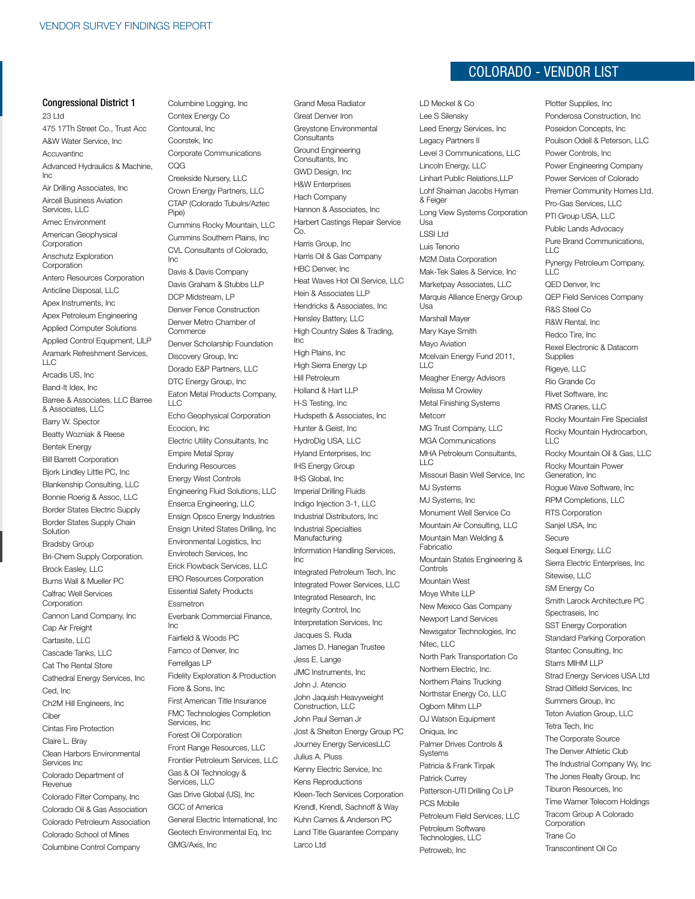# COLORADO - VENDOR LIST

## Congressional District 1

23 Ltd
475 17Th Street Co., Trust Acc
A&W Water Service, Inc
Accuvantinc
Advanced Hydraulics & Machine, Inc
Air Drilling Associates, Inc
Aircell Business Aviation Services, LLC
Amec Environment
American Geophysical Corporation
Anschutz Exploration Corporation
Antero Resources Corporation
Anticline Disposal, LLC
Apex Instruments, Inc
Apex Petroleum Engineering
Applied Computer Solutions
Applied Control Equipment, LlLP
Aramark Refreshment Services, LLC
Arcadis US, Inc
Band-It Idex, Inc
Barree & Associates, LLC Barree & Associates, LLC
Barry W. Spector
Beatty Wozniak & Reese
Bentek Energy
Bill Barrett Corporation
Bjork Lindley Little PC, Inc
Blankenship Consulting, LLC
Bonnie Roerig & Assoc, LLC
Border States Electric Supply
Border States Supply Chain Solution
Bradsby Group
Bri-Chem Supply Corporation.
Brock Easley, LLC
Burns Wall & Mueller PC
Calfrac Well Services Corporation
Cannon Land Company, Inc
Cap Air Freight
Cartasite, LLC
Cascade Tanks, LLC
Cat The Rental Store
Cathedral Energy Services, Inc
Ced, Inc
Ch2M Hill Engineers, Inc
Ciber
Cintas Fire Protection
Claire L. Bray
Clean Harbors Environmental Services Inc
Colorado Department of Revenue
Colorado Filter Company, Inc
Colorado Oil & Gas Association
Colorado Petroleum Association
Colorado School of Mines
Columbine Control Company
Columbine Logging, Inc
Contex Energy Co
Contoural, Inc
Coorstek, Inc
Corporate Communications
CQG
Creekside Nursery, LLC
Crown Energy Partners, LLC
CTAP (Colorado Tubulrs/Aztec Pipe)
Cummins Rocky Mountain, LLC
Cummins Southern Plains, Inc
CVL Consultants of Colorado, Inc
Davis & Davis Company
Davis Graham & Stubbs LLP
DCP Midstream, LP
Denver Fence Construction
Denver Metro Chamber of Commerce
Denver Scholarship Foundation
Discovery Group, Inc
Dorado E&P Partners, LLC
DTC Energy Group, Inc
Eaton Metal Products Company, LLC
Echo Geophysical Corporation
Ecocion, Inc
Electric Utility Consultants, Inc
Empire Metal Spray
Enduring Resources
Energy West Controls
Engineering Fluid Solutions, LLC
Enserca Engineering, LLC
Ensign Opsco Energy Industries
Ensign United States Drilling, Inc
Environmental Logistics, Inc
Envirotech Services, Inc
Erick Flowback Services, LLC
ERO Resources Corporation
Essential Safety Products
Essmetron
Everbank Commercial Finance, Inc
Fairfield & Woods PC
Famco of Denver, Inc
Ferrellgas LP
Fidelity Exploration & Production
Fiore & Sons, Inc
First American Title Insurance
FMC Technologies Completion Services, Inc
Forest Oil Corporation
Front Range Resources, LLC
Frontier Petroleum Services, LLC
Gas & Oil Technology & Services, LLC
Gas Drive Global (US), Inc
GCC of America
General Electric International, Inc
Geotech Environmental Eq, Inc
GMG/Axis, Inc
Grand Mesa Radiator
Great Denver Iron
Greystone Environmental Consultants
Ground Engineering Consultants, Inc
GWD Design, Inc
H&W Enterprises
Hach Company
Hannon & Associates, Inc
Harbert Castings Repair Service Co.
Harris Group, Inc
Harris Oil & Gas Company
HBC Denver, Inc
Heat Waves Hot Oil Service, LLC
Hein & Associates LLP
Hendricks & Associates, Inc
Hensley Battery, LLC
High Country Sales & Trading, Inc
High Plains, Inc
High Sierra Energy Lp
Hill Petroleum
Holland & Hart LLP
H-S Testing, Inc
Hudspeth & Associates, Inc
Hunter & Geist, Inc
HydroDig USA, LLC
Hyland Enterprises, Inc
IHS Energy Group
IHS Global, Inc
Imperial Drilling Fluids
Indigo Injection 3-1, LLC
Industrial Distributors, Inc
Industrial Specialties Manufacturing
Information Handling Services, Inc
Integrated Petroleum Tech, Inc
Integrated Power Services, LLC
Integrated Research, Inc
Integrity Control, Inc
Interpretation Services, Inc
Jacques S. Ruda
James D. Hanegan Trustee
Jess E. Lange
JMC Instruments, Inc
John J. Atencio
John Jaquish Heavyweight Construction, LLC
John Paul Seman Jr
Jost & Shelton Energy Group PC
Journey Energy ServicesLLC
Julius A. Pluss
Kenny Electric Service, Inc
Kens Reproductions
Kleen-Tech Services Corporation
Krendl, Krendl, Sachnoff & Way
Kuhn Carnes & Anderson PC
Land Title Guarantee Company
Larco Ltd
LD Meckel & Co
Lee S Silensky
Leed Energy Services, Inc
Legacy Partners II
Level 3 Communications, LLC
Lincoln Energy, LLC
Linhart Public Relations,LLP
Lohf Shaiman Jacobs Hyman & Feiger
Long View Systems Corporation Usa
LSSI Ltd
Luis Tenorio
M2M Data Corporation
Mak-Tek Sales & Service, Inc
Marketpay Associates, LLC
Marquis Alliance Energy Group Usa
Marshall Mayer
Mary Kaye Smith
Mayo Aviation
Mcelvain Energy Fund 2011, LLC
Meagher Energy Advisors
Melissa M Crowley
Metal Finishing Systems
Metcorr
MG Trust Company, LLC
MGA Communications
MHA Petroleum Consultants, LLC
Missouri Basin Well Service, Inc
MJ Systems
MJ Systems, Inc
Monument Well Service Co
Mountain Air Consulting, LLC
Mountain Man Welding & Fabricatio
Mountain States Engineering & Controls
Mountain West
Moye White LLP
New Mexico Gas Company
Newport Land Services
Newsgator Technologies, Inc
Nitec, LLC
North Park Transportation Co
Northern Electric, Inc.
Northern Plains Trucking
Northstar Energy Co, LLC
Ogborn Mihm LLP
OJ Watson Equipment
Oniqua, Inc
Palmer Drives Controls & Systems
Patricia & Frank Tirpak
Patrick Currey
Patterson-UTI Drilling Co LP
PCS Mobile
Petroleum Field Services, LLC
Petroleum Software Technologies, LLC
Petroweb, Inc
Plotter Supplies, Inc
Ponderosa Construction, Inc
Poseidon Concepts, Inc
Poulson Odell & Peterson, LLC
Power Controls, Inc
Power Engineering Company
Power Services of Colorado
Premier Community Homes Ltd.
Pro-Gas Services, LLC
PTI Group USA, LLC
Public Lands Advocacy
Pure Brand Communications, LLC
Pynergy Petroleum Company, LLC
QED Denver, Inc
QEP Field Services Company
R&S Steel Co
R&W Rental, Inc
Redco Tire, Inc
Rexel Electronic & Datacom Supplies
Rigeye, LLC
Rio Grande Co
Rivet Software, Inc
RMS Cranes, LLC
Rocky Mountain Fire Specialist
Rocky Mountain Hydrocarbon, LLC
Rocky Mountain Oil & Gas, LLC
Rocky Mountain Power Generation, Inc
Rogue Wave Software, Inc
RPM Completions, LLC
RTS Corporation
Sanjel USA, Inc
Secure
Sequel Energy, LLC
Sierra Electric Enterprises, Inc
Sitewise, LLC
SM Energy Co
Smith Larock Architecture PC
Spectraseis, Inc
SST Energy Corporation
Standard Parking Corporation
Stantec Consulting, Inc
Starrs MIHM LLP
Strad Energy Services USA Ltd
Strad Oilfield Services, Inc
Summers Group, Inc
Teton Aviation Group, LLC
Tetra Tech, Inc
The Corporate Source
The Denver Athletic Club
The Industrial Company Wy, Inc
The Jones Realty Group, Inc
Tiburon Resources, Inc
Time Warner Telecom Holdings
Tracom Group A Colorado Corporation
Trane Co
Transcontinent Oil Co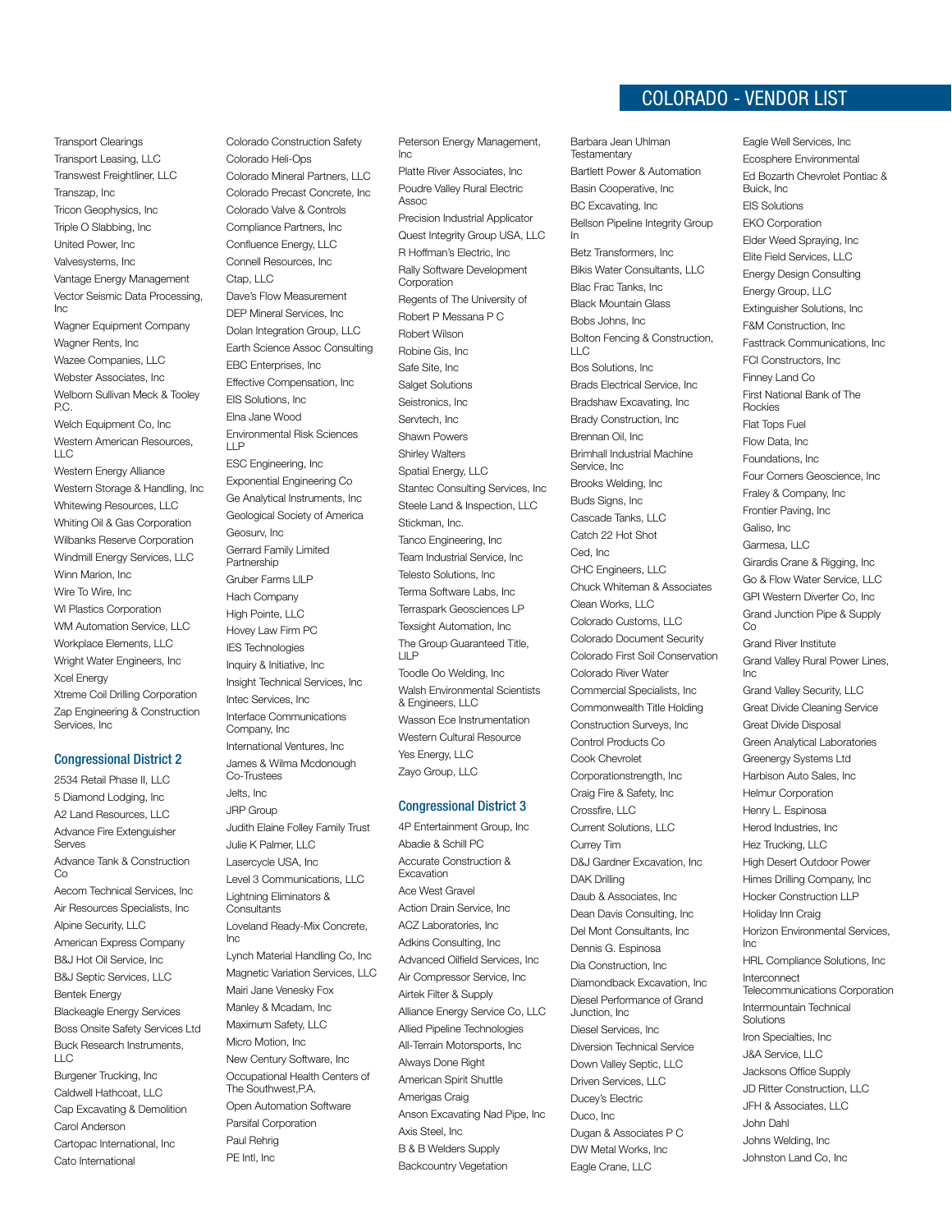# COLORADO - VENDOR LIST

Transport Clearings
Transport Leasing, LLC
Transwest Freightliner, LLC
Transzap, Inc
Tricon Geophysics, Inc
Triple O Slabbing, Inc
United Power, Inc
Valvesystems, Inc
Vantage Energy Management
Vector Seismic Data Processing, Inc
Wagner Equipment Company
Wagner Rents, Inc
Wazee Companies, LLC
Webster Associates, Inc
Welborn Sullivan Meck & Tooley P.C.
Welch Equipment Co, Inc
Western American Resources, LLC
Western Energy Alliance
Western Storage & Handling, Inc
Whitewing Resources, LLC
Whiting Oil & Gas Corporation
Wilbanks Reserve Corporation
Windmill Energy Services, LLC
Winn Marion, Inc
Wire To Wire, Inc
WI Plastics Corporation
WM Automation Service, LLC
Workplace Elements, LLC
Wright Water Engineers, Inc
Xcel Energy
Xtreme Coil Drilling Corporation
Zap Engineering & Construction Services, Inc

## Congressional District 2

2534 Retail Phase II, LLC
5 Diamond Lodging, Inc
A2 Land Resources, LLC
Advance Fire Extenguisher Serves
Advance Tank & Construction Co
Aecom Technical Services, Inc
Air Resources Specialists, Inc
Alpine Security, LLC
American Express Company
B&J Hot Oil Service, Inc
B&J Septic Services, LLC
Bentek Energy
Blackeagle Energy Services
Boss Onsite Safety Services Ltd
Buck Research Instruments, LLC
Burgener Trucking, Inc
Caldwell Hathcoat, LLC
Cap Excavating & Demolition
Carol Anderson
Cartopac International, Inc
Cato International
Colorado Construction Safety
Colorado Heli-Ops
Colorado Mineral Partners, LLC
Colorado Precast Concrete, Inc
Colorado Valve & Controls
Compliance Partners, Inc
Confluence Energy, LLC
Connell Resources, Inc
Ctap, LLC
Dave's Flow Measurement
DEP Mineral Services, Inc
Dolan Integration Group, LLC
Earth Science Assoc Consulting
EBC Enterprises, Inc
Effective Compensation, Inc
EIS Solutions, Inc
Elna Jane Wood
Environmental Risk Sciences LLP
ESC Engineering, Inc
Exponential Engineering Co
Ge Analytical Instruments, Inc
Geological Society of America
Geosurv, Inc
Gerrard Family Limited Partnership
Gruber Farms LLLP
Hach Company
High Pointe, LLC
Hovey Law Firm PC
IES Technologies
Inquiry & Initiative, Inc
Insight Technical Services, Inc
Intec Services, Inc
Interface Communications Company, Inc
International Ventures, Inc
James & Wilma Mcdonough Co-Trustees
Jelts, Inc
JRP Group
Judith Elaine Folley Family Trust
Julie K Palmer, LLC
Lasercycle USA, Inc
Level 3 Communications, LLC
Lightning Eliminators & Consultants
Loveland Ready-Mix Concrete, Inc
Lynch Material Handling Co, Inc
Magnetic Variation Services, LLC
Mairi Jane Venesky Fox
Manley & Mcadam, Inc
Maximum Safety, LLC
Micro Motion, Inc
New Century Software, Inc
Occupational Health Centers of The Southwest,P.A.
Open Automation Software
Parsifal Corporation
Paul Rehrig
PE Intl, Inc
Peterson Energy Management, Inc
Platte River Associates, Inc
Poudre Valley Rural Electric Assoc
Precision Industrial Applicator
Quest Integrity Group USA, LLC
R Hoffman's Electric, Inc
Rally Software Development Corporation
Regents of The University of
Robert P Messana P C
Robert Wilson
Robine Gis, Inc
Safe Site, Inc
Salget Solutions
Seistronics, Inc
Servtech, Inc
Shawn Powers
Shirley Walters
Spatial Energy, LLC
Stantec Consulting Services, Inc
Steele Land & Inspection, LLC
Stickman, Inc.
Tanco Engineering, Inc
Team Industrial Service, Inc
Telesto Solutions, Inc
Terma Software Labs, Inc
Terraspark Geosciences LP
Texsight Automation, Inc
The Group Guaranteed Title, LLLP
Toodle Oo Welding, Inc
Walsh Environmental Scientists & Engineers, LLC
Wasson Ece Instrumentation
Western Cultural Resource
Yes Energy, LLC
Zayo Group, LLC

## Congressional District 3

4P Entertainment Group, Inc
Abadie & Schill PC
Accurate Construction & Excavation
Ace West Gravel
Action Drain Service, Inc
ACZ Laboratories, Inc
Adkins Consulting, Inc
Advanced Oilfield Services, Inc
Air Compressor Service, Inc
Airtek Filter & Supply
Alliance Energy Service Co, LLC
Allied Pipeline Technologies
All-Terrain Motorsports, Inc
Always Done Right
American Spirit Shuttle
Amerigas Craig
Anson Excavating Nad Pipe, Inc
Axis Steel, Inc
B & B Welders Supply
Backcountry Vegetation
Barbara Jean Uhlman Testamentary
Bartlett Power & Automation
Basin Cooperative, Inc
BC Excavating, Inc
Bellson Pipeline Integrity Group In
Betz Transformers, Inc
Bikis Water Consultants, LLC
Blac Frac Tanks, Inc
Black Mountain Glass
Bobs Johns, Inc
Bolton Fencing & Construction, LLC
Bos Solutions, Inc
Brads Electrical Service, Inc
Bradshaw Excavating, Inc
Brady Construction, Inc
Brennan Oil, Inc
Brimhall Industrial Machine Service, Inc
Brooks Welding, Inc
Buds Signs, Inc
Cascade Tanks, LLC
Catch 22 Hot Shot
Ced, Inc
CHC Engineers, LLC
Chuck Whiteman & Associates
Clean Works, LLC
Colorado Customs, LLC
Colorado Document Security
Colorado First Soil Conservation
Colorado River Water
Commercial Specialists, Inc
Commonwealth Title Holding
Construction Surveys, Inc
Control Products Co
Cook Chevrolet
Corporationstrength, Inc
Craig Fire & Safety, Inc
Crossfire, LLC
Current Solutions, LLC
Currey Tim
D&J Gardner Excavation, Inc
DAK Drilling
Daub & Associates, Inc
Dean Davis Consulting, Inc
Del Mont Consultants, Inc
Dennis G. Espinosa
Dia Construction, Inc
Diamondback Excavation, Inc
Diesel Performance of Grand Junction, Inc
Diesel Services, Inc
Diversion Technical Service
Down Valley Septic, LLC
Driven Services, LLC
Ducey's Electric
Duco, Inc
Dugan & Associates P C
DW Metal Works, Inc
Eagle Crane, LLC
Eagle Well Services, Inc
Ecosphere Environmental
Ed Bozarth Chevrolet Pontiac & Buick, Inc
EIS Solutions
EKO Corporation
Elder Weed Spraying, Inc
Elite Field Services, LLC
Energy Design Consulting
Energy Group, LLC
Extinguisher Solutions, Inc
F&M Construction, Inc
Fasttrack Communications, Inc
FCI Constructors, Inc
Finney Land Co
First National Bank of The Rockies
Flat Tops Fuel
Flow Data, Inc
Foundations, Inc
Four Corners Geoscience, Inc
Fraley & Company, Inc
Frontier Paving, Inc
Galiso, Inc
Garmesa, LLC
Girardis Crane & Rigging, Inc
Go & Flow Water Service, LLC
GPI Western Diverter Co, Inc
Grand Junction Pipe & Supply Co
Grand River Institute
Grand Valley Rural Power Lines, Inc
Grand Valley Security, LLC
Great Divide Cleaning Service
Great Divide Disposal
Green Analytical Laboratories
Greenergy Systems Ltd
Harbison Auto Sales, Inc
Helmur Corporation
Henry L. Espinosa
Herod Industries, Inc
Hez Trucking, LLC
High Desert Outdoor Power
Himes Drilling Company, Inc
Hocker Construction LLP
Holiday Inn Craig
Horizon Environmental Services, Inc
HRL Compliance Solutions, Inc
Interconnect Telecommunications Corporation
Intermountain Technical Solutions
Iron Specialties, Inc
J&A Service, LLC
Jacksons Office Supply
JD Ritter Construction, LLC
JFH & Associates, LLC
John Dahl
Johns Welding, Inc
Johnston Land Co, Inc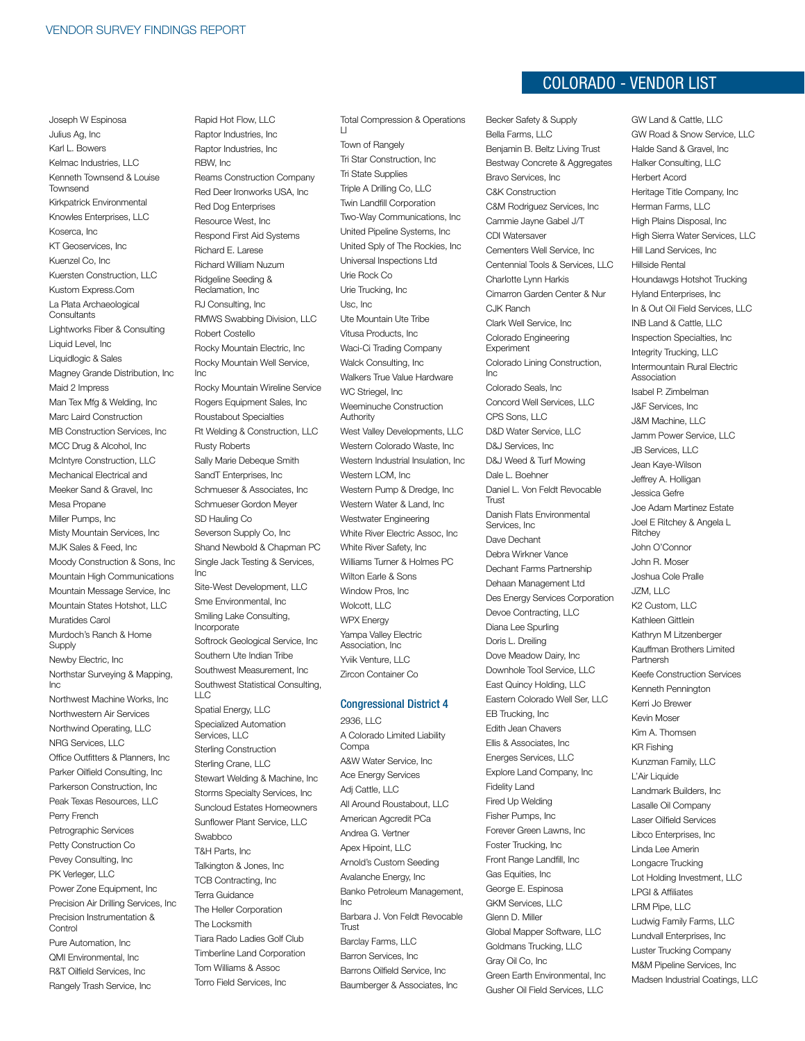## COLORADO - VENDOR LIST

Joseph W Espinosa
Julius Ag, Inc
Karl L. Bowers
Kelmac Industries, LLC
Kenneth Townsend & Louise Townsend
Kirkpatrick Environmental
Knowles Enterprises, LLC
Koserca, Inc
KT Geoservices, Inc
Kuenzel Co, Inc
Kuersten Construction, LLC
Kustom Express.Com
La Plata Archaeological Consultants
Lightworks Fiber & Consulting
Liquid Level, Inc
Liquidlogic & Sales
Magney Grande Distribution, Inc
Maid 2 Impress
Man Tex Mfg & Welding, Inc
Marc Laird Construction
MB Construction Services, Inc
MCC Drug & Alcohol, Inc
McIntyre Construction, LLC
Mechanical Electrical and
Meeker Sand & Gravel, Inc
Mesa Propane
Miller Pumps, Inc
Misty Mountain Services, Inc
MJK Sales & Feed, Inc
Moody Construction & Sons, Inc
Mountain High Communications
Mountain Message Service, Inc
Mountain States Hotshot, LLC
Muratides Carol
Murdoch's Ranch & Home Supply
Newby Electric, Inc
Northstar Surveying & Mapping, Inc
Northwest Machine Works, Inc
Northwestern Air Services
Northwind Operating, LLC
NRG Services, LLC
Office Outfitters & Planners, Inc
Parker Oilfield Consulting, Inc
Parkerson Construction, Inc
Peak Texas Resources, LLC
Perry French
Petrographic Services
Petty Construction Co
Pevey Consulting, Inc
PK Verleger, LLC
Power Zone Equipment, Inc
Precision Air Drilling Services, Inc
Precision Instrumentation & Control
Pure Automation, Inc
QMI Environmental, Inc
R&T Oilfield Services, Inc
Rangely Trash Service, Inc
Rapid Hot Flow, LLC
Raptor Industries, Inc
Raptor Industries, Inc
RBW, Inc
Reams Construction Company
Red Deer Ironworks USA, Inc
Red Dog Enterprises
Resource West, Inc
Respond First Aid Systems
Richard E. Larese
Richard William Nuzum
Ridgeline Seeding & Reclamation, Inc
RJ Consulting, Inc
RMWS Swabbing Division, LLC
Robert Costello
Rocky Mountain Electric, Inc
Rocky Mountain Well Service, Inc
Rocky Mountain Wireline Service
Rogers Equipment Sales, Inc
Roustabout Specialties
Rt Welding & Construction, LLC
Rusty Roberts
Sally Marie Debeque Smith
SandT Enterprises, Inc
Schmueser & Associates, Inc
Schmueser Gordon Meyer
SD Hauling Co
Severson Supply Co, Inc
Shand Newbold & Chapman PC
Single Jack Testing & Services, Inc
Site-West Development, LLC
Sme Environmental, Inc
Smiling Lake Consulting, Incorporate
Softrock Geological Service, Inc
Southern Ute Indian Tribe
Southwest Measurement, Inc
Southwest Statistical Consulting, LLC
Spatial Energy, LLC
Specialized Automation Services, LLC
Sterling Construction
Sterling Crane, LLC
Stewart Welding & Machine, Inc
Storms Specialty Services, Inc
Suncloud Estates Homeowners
Sunflower Plant Service, LLC
Swabbco
T&H Parts, Inc
Talkington & Jones, Inc
TCB Contracting, Inc
Terra Guidance
The Heller Corporation
The Locksmith
Tiara Rado Ladies Golf Club
Timberline Land Corporation
Tom Williams & Assoc
Torro Field Services, Inc
Total Compression & Operations Ll
Town of Rangely
Tri Star Construction, Inc
Tri State Supplies
Triple A Drilling Co, LLC
Twin Landfill Corporation
Two-Way Communications, Inc
United Pipeline Systems, Inc
United Sply of The Rockies, Inc
Universal Inspections Ltd
Urie Rock Co
Urie Trucking, Inc
Usc, Inc
Ute Mountain Ute Tribe
Vitusa Products, Inc
Waci-Ci Trading Company
Walck Consulting, Inc
Walkers True Value Hardware
WC Striegel, Inc
Weeminuche Construction Authority
West Valley Developments, LLC
Western Colorado Waste, Inc
Western Industrial Insulation, Inc
Western LCM, Inc
Western Pump & Dredge, Inc
Western Water & Land, Inc
Westwater Engineering
White River Electric Assoc, Inc
White River Safety, Inc
Williams Turner & Holmes PC
Wilton Earle & Sons
Window Pros, Inc
Wolcott, LLC
WPX Energy
Yampa Valley Electric Association, Inc
Yviik Venture, LLC
Zircon Container Co

### Congressional District 4

2936, LLC
A Colorado Limited Liability Compa
A&W Water Service, Inc
Ace Energy Services
Adj Cattle, LLC
All Around Roustabout, LLC
American Agcredit PCa
Andrea G. Vertner
Apex Hipoint, LLC
Arnold's Custom Seeding
Avalanche Energy, Inc
Banko Petroleum Management, Inc
Barbara J. Von Feldt Revocable Trust
Barclay Farms, LLC
Barron Services, Inc
Barrons Oilfield Service, Inc
Baumberger & Associates, Inc
Becker Safety & Supply
Bella Farms, LLC
Benjamin B. Beltz Living Trust
Bestway Concrete & Aggregates
Bravo Services, Inc
C&K Construction
C&M Rodriguez Services, Inc
Cammie Jayne Gabel J/T
CDI Watersaver
Cementers Well Service, Inc
Centennial Tools & Services, LLC
Charlotte Lynn Harkis
Cimarron Garden Center & Nur
CJK Ranch
Clark Well Service, Inc
Colorado Engineering Experiment
Colorado Lining Construction, Inc
Colorado Seals, Inc
Concord Well Services, LLC
CPS Sons, LLC
D&D Water Service, LLC
D&J Services, Inc
D&J Weed & Turf Mowing
Dale L. Boehner
Daniel L. Von Feldt Revocable Trust
Danish Flats Environmental Services, Inc
Dave Dechant
Debra Wirkner Vance
Dechant Farms Partnership
Dehaan Management Ltd
Des Energy Services Corporation
Devoe Contracting, LLC
Diana Lee Spurling
Doris L. Dreiling
Dove Meadow Dairy, Inc
Downhole Tool Service, LLC
East Quincy Holding, LLC
Eastern Colorado Well Ser, LLC
EB Trucking, Inc
Edith Jean Chavers
Ellis & Associates, Inc
Energes Services, LLC
Explore Land Company, Inc
Fidelity Land
Fired Up Welding
Fisher Pumps, Inc
Forever Green Lawns, Inc
Foster Trucking, Inc
Front Range Landfill, Inc
Gas Equities, Inc
George E. Espinosa
GKM Services, LLC
Glenn D. Miller
Global Mapper Software, LLC
Goldmans Trucking, LLC
Gray Oil Co, Inc
Green Earth Environmental, Inc
Gusher Oil Field Services, LLC
GW Land & Cattle, LLC
GW Road & Snow Service, LLC
Halde Sand & Gravel, Inc
Halker Consulting, LLC
Herbert Acord
Heritage Title Company, Inc
Herman Farms, LLC
High Plains Disposal, Inc
High Sierra Water Services, LLC
Hill Land Services, Inc
Hillside Rental
Houndawgs Hotshot Trucking
Hyland Enterprises, Inc
In & Out Oil Field Services, LLC
INB Land & Cattle, LLC
Inspection Specialties, Inc
Integrity Trucking, LLC
Intermountain Rural Electric Association
Isabel P. Zimbelman
J&F Services, Inc
J&M Machine, LLC
Jamm Power Service, LLC
JB Services, LLC
Jean Kaye-Wilson
Jeffrey A. Holligan
Jessica Gefre
Joe Adam Martinez Estate
Joel E Ritchey & Angela L Ritchey
John O'Connor
John R. Moser
Joshua Cole Pralle
JZM, LLC
K2 Custom, LLC
Kathleen Gittlein
Kathryn M Litzenberger
Kauffman Brothers Limited Partnersh
Keefe Construction Services
Kenneth Pennington
Kerri Jo Brewer
Kevin Moser
Kim A. Thomsen
KR Fishing
Kunzman Family, LLC
L'Air Liquide
Landmark Builders, Inc
Lasalle Oil Company
Laser Oilfield Services
Libco Enterprises, Inc
Linda Lee Amerin
Longacre Trucking
Lot Holding Investment, LLC
LPGI & Affiliates
LRM Pipe, LLC
Ludwig Family Farms, LLC
Lundvall Enterprises, Inc
Luster Trucking Company
M&M Pipeline Services, Inc
Madsen Industrial Coatings, LLC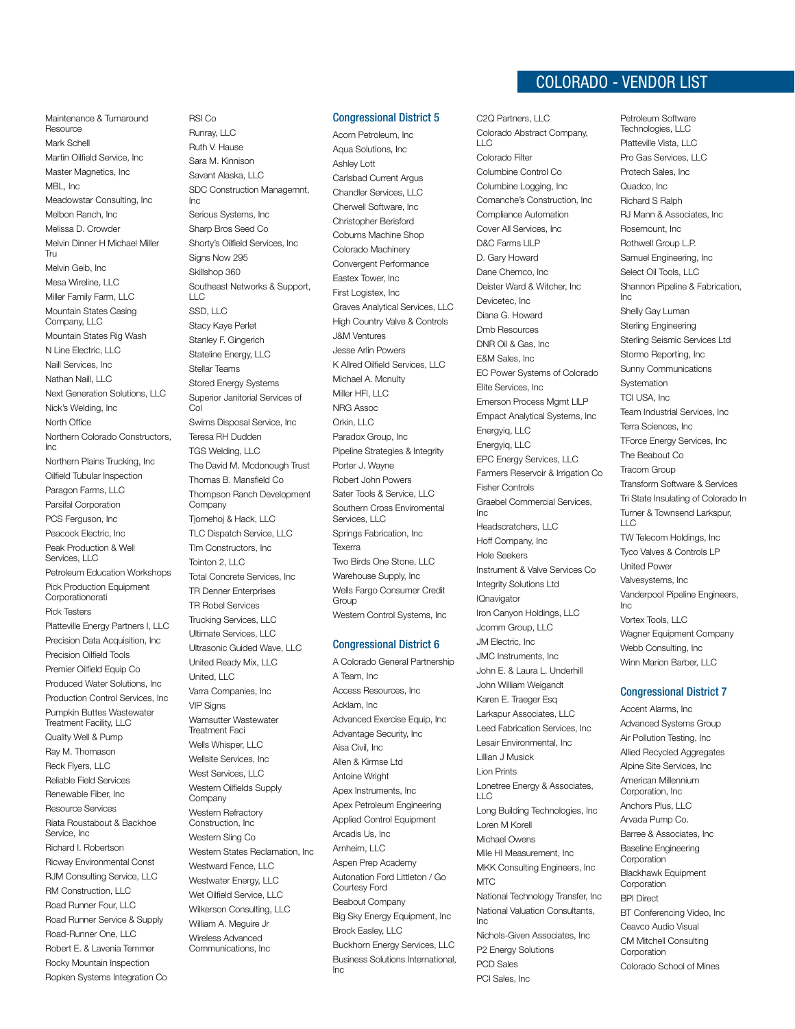# COLORADO - VENDOR LIST

Maintenance & Turnaround Resource
Mark Schell
Martin Oilfield Service, Inc
Master Magnetics, Inc
MBL, Inc
Meadowstar Consulting, Inc
Melbon Ranch, Inc
Melissa D. Crowder
Melvin Dinner H Michael Miller Tru
Melvin Geib, Inc
Mesa Wireline, LLC
Miller Family Farm, LLC
Mountain States Casing Company, LLC
Mountain States Rig Wash
N Line Electric, LLC
Naill Services, Inc
Nathan Naill, LLC
Next Generation Solutions, LLC
Nick's Welding, Inc
North Office
Northern Colorado Constructors, Inc
Northern Plains Trucking, Inc
Oilfield Tubular Inspection
Paragon Farms, LLC
Parsifal Corporation
PCS Ferguson, Inc
Peacock Electric, Inc
Peak Production & Well Services, LLC
Petroleum Education Workshops
Pick Production Equipment Corporationorati
Pick Testers
Platteville Energy Partners I, LLC
Precision Data Acquisition, Inc
Precision Oilfield Tools
Premier Oilfield Equip Co
Produced Water Solutions, Inc
Production Control Services, Inc
Pumpkin Buttes Wastewater Treatment Facility, LLC
Quality Well & Pump
Ray M. Thomason
Reck Flyers, LLC
Reliable Field Services
Renewable Fiber, Inc
Resource Services
Riata Roustabout & Backhoe Service, Inc
Richard I. Robertson
Ricway Environmental Const
RJM Consulting Service, LLC
RM Construction, LLC
Road Runner Four, LLC
Road Runner Service & Supply
Road-Runner One, LLC
Robert E. & Lavenia Temmer
Rocky Mountain Inspection
Ropken Systems Integration Co
RSI Co
Runray, LLC
Ruth V. Hause
Sara M. Kinnison
Savant Alaska, LLC
SDC Construction Managemnt, Inc
Serious Systems, Inc
Sharp Bros Seed Co
Shorty's Oilfield Services, Inc
Signs Now 295
Skillshop 360
Southeast Networks & Support, LLC
SSD, LLC
Stacy Kaye Perlet
Stanley F. Gingerich
Stateline Energy, LLC
Stellar Teams
Stored Energy Systems
Superior Janitorial Services of Col
Swims Disposal Service, Inc
Teresa RH Dudden
TGS Welding, LLC
The David M. Mcdonough Trust
Thomas B. Mansfield Co
Thompson Ranch Development Company
Tjornehoj & Hack, LLC
TLC Dispatch Service, LLC
Tlm Constructors, Inc
Tointon 2, LLC
Total Concrete Services, Inc
TR Denner Enterprises
TR Robel Services
Trucking Services, LLC
Ultimate Services, LLC
Ultrasonic Guided Wave, LLC
United Ready Mix, LLC
United, LLC
Varra Companies, Inc
VIP Signs
Wamsutter Wastewater Treatment Faci
Wells Whisper, LLC
Wellsite Services, Inc
West Services, LLC
Western Oilfields Supply Company
Western Refractory Construction, Inc
Western Sling Co
Western States Reclamation, Inc
Westward Fence, LLC
Westwater Energy, LLC
Wet Oilfield Service, LLC
Wilkerson Consulting, LLC
William A. Meguire Jr
Wireless Advanced Communications, Inc

## Congressional District 5

Acorn Petroleum, Inc
Aqua Solutions, Inc
Ashley Lott
Carlsbad Current Argus
Chandler Services, LLC
Cherwell Software, Inc
Christopher Berisford
Coburns Machine Shop
Colorado Machinery
Convergent Performance
Eastex Tower, Inc
First Logistex, Inc
Graves Analytical Services, LLC
High Country Valve & Controls
J&M Ventures
Jesse Arlin Powers
K Allred Oilfield Services, LLC
Michael A. Mcnulty
Miller HFI, LLC
NRG Assoc
Orkin, LLC
Paradox Group, Inc
Pipeline Strategies & Integrity
Porter J. Wayne
Robert John Powers
Sater Tools & Service, LLC
Southern Cross Enviromental Services, LLC
Springs Fabrication, Inc
Texerra
Two Birds One Stone, LLC
Warehouse Supply, Inc
Wells Fargo Consumer Credit Group
Western Control Systems, Inc

## Congressional District 6

A Colorado General Partnership
A Team, Inc
Access Resources, Inc
Acklam, Inc
Advanced Exercise Equip, Inc
Advantage Security, Inc
Aisa Civil, Inc
Allen & Kirmse Ltd
Antoine Wright
Apex Instruments, Inc
Apex Petroleum Engineering
Applied Control Equipment
Arcadis Us, Inc
Arnheim, LLC
Aspen Prep Academy
Autonation Ford Littleton / Go Courtesy Ford
Beabout Company
Big Sky Energy Equipment, Inc
Brock Easley, LLC
Buckhorn Energy Services, LLC
Business Solutions International, Inc
C2Q Partners, LLC
Colorado Abstract Company, LLC
Colorado Filter
Columbine Control Co
Columbine Logging, Inc
Comanche's Construction, Inc
Compliance Automation
Cover All Services, Inc
D&C Farms LLLP
D. Gary Howard
Dane Chemco, Inc
Deister Ward & Witcher, Inc
Devicetec, Inc
Diana G. Howard
Dmb Resources
DNR Oil & Gas, Inc
E&M Sales, Inc
EC Power Systems of Colorado
Elite Services, Inc
Emerson Process Mgmt LLLP
Empact Analytical Systems, Inc
Energyiq, LLC
Energyiq, LLC
EPC Energy Services, LLC
Farmers Reservoir & Irrigation Co
Fisher Controls
Graebel Commercial Services, Inc
Headscratchers, LLC
Hoff Company, Inc
Hole Seekers
Instrument & Valve Services Co
Integrity Solutions Ltd
IQnavigator
Iron Canyon Holdings, LLC
Jcomm Group, LLC
JM Electric, Inc
JMC Instruments, Inc
John E. & Laura L. Underhill
John William Weigandt
Karen E. Traeger Esq
Larkspur Associates, LLC
Leed Fabrication Services, Inc
Lesair Environmental, Inc
Lillian J Musick
Lion Prints
Lonetree Energy & Associates, LLC
Long Building Technologies, Inc
Loren M Korell
Michael Owens
Mile HI Measurement, Inc
MKK Consulting Engineers, Inc
MTC
National Technology Transfer, Inc
National Valuation Consultants, Inc
Nichols-Given Associates, Inc
P2 Energy Solutions
PCD Sales
PCI Sales, Inc
Petroleum Software Technologies, LLC
Platteville Vista, LLC
Pro Gas Services, LLC
Protech Sales, Inc
Quadco, Inc
Richard S Ralph
RJ Mann & Associates, Inc
Rosemount, Inc
Rothwell Group L.P.
Samuel Engineering, Inc
Select Oil Tools, LLC
Shannon Pipeline & Fabrication, Inc
Shelly Gay Luman
Sterling Engineering
Sterling Seismic Services Ltd
Stormo Reporting, Inc
Sunny Communications
Systemation
TCI USA, Inc
Team Industrial Services, Inc
Terra Sciences, Inc
TForce Energy Services, Inc
The Beabout Co
Tracom Group
Transform Software & Services
Tri State Insulating of Colorado In
Turner & Townsend Larkspur, LLC
TW Telecom Holdings, Inc
Tyco Valves & Controls LP
United Power
Valvesystems, Inc
Vanderpool Pipeline Engineers, Inc
Vortex Tools, LLC
Wagner Equipment Company
Webb Consulting, Inc
Winn Marion Barber, LLC

## Congressional District 7

Accent Alarms, Inc
Advanced Systems Group
Air Pollution Testing, Inc
Allied Recycled Aggregates
Alpine Site Services, Inc
American Millennium Corporation, Inc
Anchors Plus, LLC
Arvada Pump Co.
Barree & Associates, Inc
Baseline Engineering Corporation
Blackhawk Equipment Corporation
BPI Direct
BT Conferencing Video, Inc
Ceavco Audio Visual
CM Mitchell Consulting Corporation
Colorado School of Mines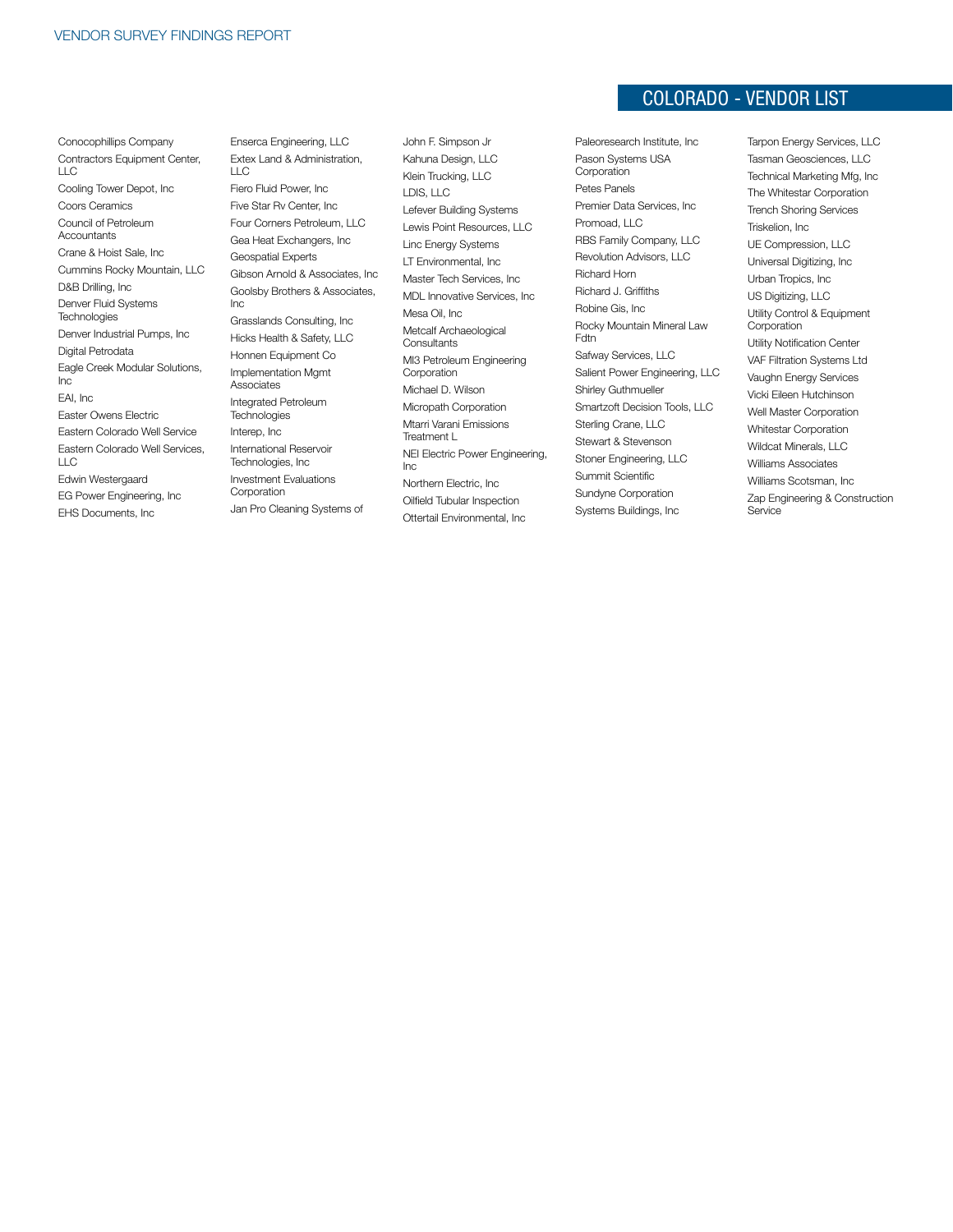## COLORADO - VENDOR LIST

- Conocophillips Company
- Contractors Equipment Center, LLC
- Cooling Tower Depot, Inc
- Coors Ceramics
- Council of Petroleum Accountants
- Crane & Hoist Sale, Inc
- Cummins Rocky Mountain, LLC
- D&B Drilling, Inc
- Denver Fluid Systems Technologies
- Denver Industrial Pumps, Inc
- Digital Petrodata
- Eagle Creek Modular Solutions, Inc
- EAI, Inc
- Easter Owens Electric
- Eastern Colorado Well Service
- Eastern Colorado Well Services, LLC
- Edwin Westergaard
- EG Power Engineering, Inc
- EHS Documents, Inc
- Enserca Engineering, LLC
- Extex Land & Administration, LLC
- Fiero Fluid Power, Inc
- Five Star Rv Center, Inc
- Four Corners Petroleum, LLC
- Gea Heat Exchangers, Inc
- Geospatial Experts
- Gibson Arnold & Associates, Inc
- Goolsby Brothers & Associates, Inc
- Grasslands Consulting, Inc
- Hicks Health & Safety, LLC
- Honnen Equipment Co
- Implementation Mgmt Associates
- Integrated Petroleum Technologies
- Interep, Inc
- International Reservoir Technologies, Inc
- Investment Evaluations Corporation
- Jan Pro Cleaning Systems of
- John F. Simpson Jr
- Kahuna Design, LLC
- Klein Trucking, LLC
- LDIS, LLC
- Lefever Building Systems
- Lewis Point Resources, LLC
- Linc Energy Systems
- LT Environmental, Inc
- Master Tech Services, Inc
- MDL Innovative Services, Inc
- Mesa Oil, Inc
- Metcalf Archaeological Consultants
- MI3 Petroleum Engineering Corporation
- Michael D. Wilson
- Micropath Corporation
- Mtarri Varani Emissions Treatment L
- NEI Electric Power Engineering, Inc
- Northern Electric, Inc
- Oilfield Tubular Inspection
- Ottertail Environmental, Inc
- Paleoresearch Institute, Inc
- Pason Systems USA Corporation
- Petes Panels
- Premier Data Services, Inc
- Promoad, LLC
- RBS Family Company, LLC
- Revolution Advisors, LLC
- Richard Horn
- Richard J. Griffiths
- Robine Gis, Inc
- Rocky Mountain Mineral Law Fdtn
- Safway Services, LLC
- Salient Power Engineering, LLC
- Shirley Guthmueller
- Smartzoft Decision Tools, LLC
- Sterling Crane, LLC
- Stewart & Stevenson
- Stoner Engineering, LLC
- Summit Scientific
- Sundyne Corporation
- Systems Buildings, Inc
- Tarpon Energy Services, LLC
- Tasman Geosciences, LLC
- Technical Marketing Mfg, Inc
- The Whitestar Corporation
- Trench Shoring Services
- Triskelion, Inc
- UE Compression, LLC
- Universal Digitizing, Inc
- Urban Tropics, Inc
- US Digitizing, LLC
- Utility Control & Equipment Corporation
- Utility Notification Center
- VAF Filtration Systems Ltd
- Vaughn Energy Services
- Vicki Eileen Hutchinson
- Well Master Corporation
- Whitestar Corporation
- Wildcat Minerals, LLC
- Williams Associates
- Williams Scotsman, Inc
- Zap Engineering & Construction Service